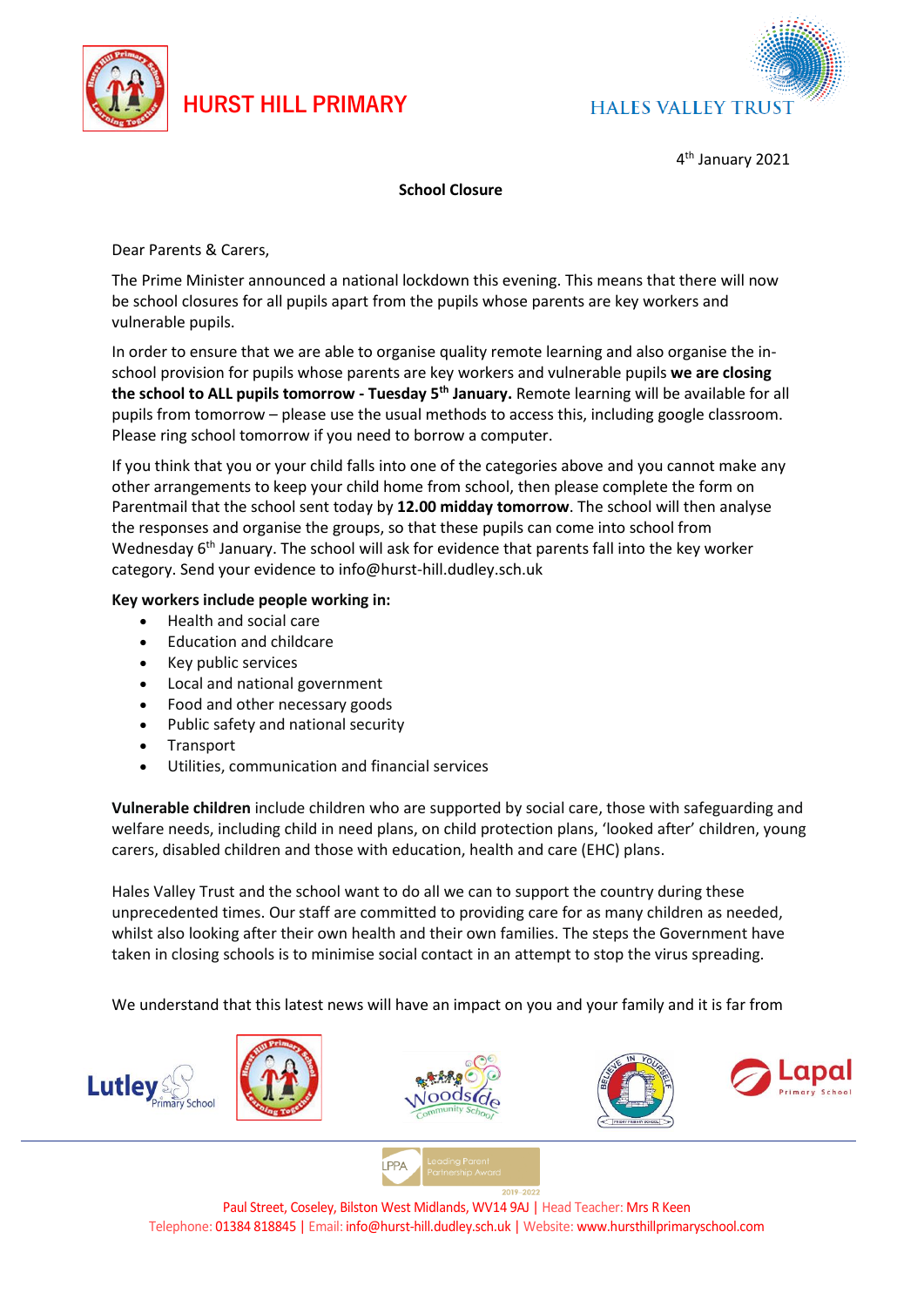HURST HILL PRIMARY

HALES VALLEY TRUST

4th January 2021

**School Closure**

Dear Parents & Carers,

The Prime Minister announced a national lockdown this evening. This means that there will now be school closures for all pupils apart from the pupils whose parents are key workers and vulnerable pupils.

In order to ensure that we are able to organise quality remote learning and also organise the in-school provision for pupils whose parents are key workers and vulnerable pupils **we are closing the school to ALL pupils tomorrow - Tuesday 5th January.** Remote learning will be available for all pupils from tomorrow – please use the usual methods to access this, including google classroom. Please ring school tomorrow if you need to borrow a computer.

If you think that you or your child falls into one of the categories above and you cannot make any other arrangements to keep your child home from school, then please complete the form on Parentmail that the school sent today by **12.00 midday tomorrow**. The school will then analyse the responses and organise the groups, so that these pupils can come into school from Wednesday 6th January. The school will ask for evidence that parents fall into the key worker category. Send your evidence to info@hurst-hill.dudley.sch.uk

**Key workers include people working in:**

- Health and social care
- Education and childcare
- Key public services
- Local and national government
- Food and other necessary goods
- Public safety and national security
- Transport
- Utilities, communication and financial services

**Vulnerable children** include children who are supported by social care, those with safeguarding and welfare needs, including child in need plans, on child protection plans, 'looked after' children, young carers, disabled children and those with education, health and care (EHC) plans.

Hales Valley Trust and the school want to do all we can to support the country during these unprecedented times. Our staff are committed to providing care for as many children as needed, whilst also looking after their own health and their own families. The steps the Government have taken in closing schools is to minimise social contact in an attempt to stop the virus spreading.

We understand that this latest news will have an impact on you and your family and it is far from

Paul Street, Coseley, Bilston West Midlands, WV14 9AJ | Head Teacher: Mrs R Keen
Telephone: 01384 818845 | Email: info@hurst-hill.dudley.sch.uk | Website: www.hursthillprimaryschool.com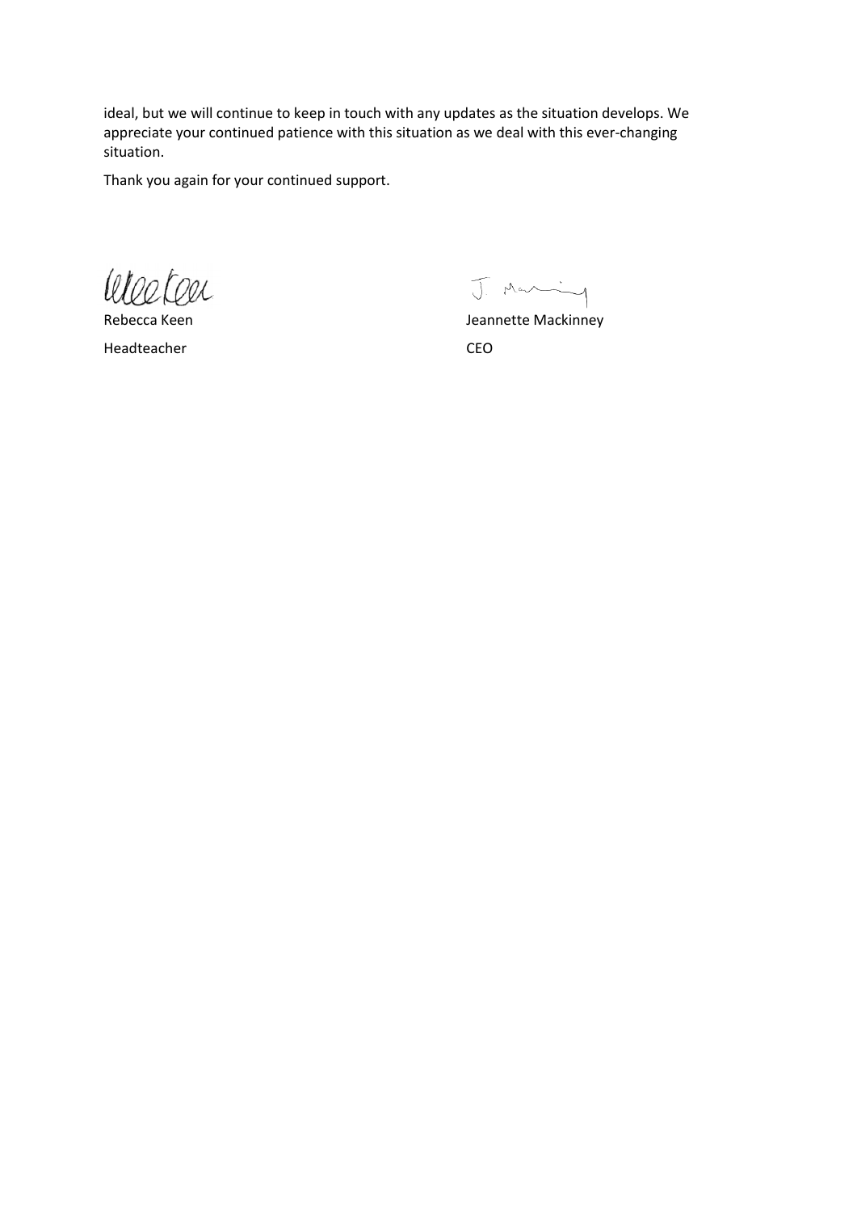ideal, but we will continue to keep in touch with any updates as the situation develops. We appreciate your continued patience with this situation as we deal with this ever-changing situation.

Thank you again for your continued support.

Rebecca Keen  
Headteacher

Jeannette Mackinney  
CEO